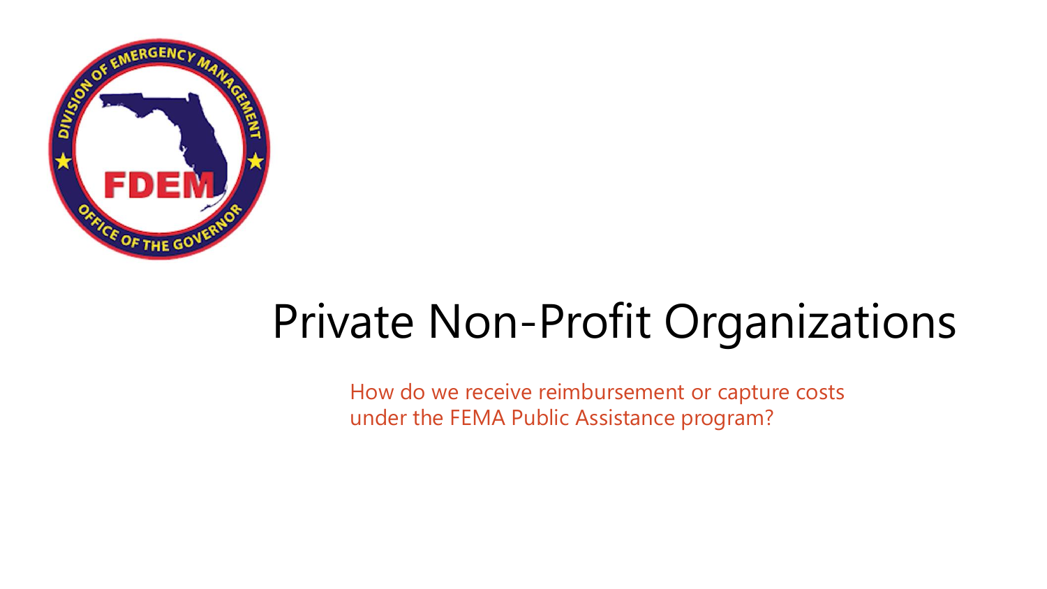# Private Non-Profit Organizations

How do we receive reimbursement or capture costs under the FEMA Public Assistance program?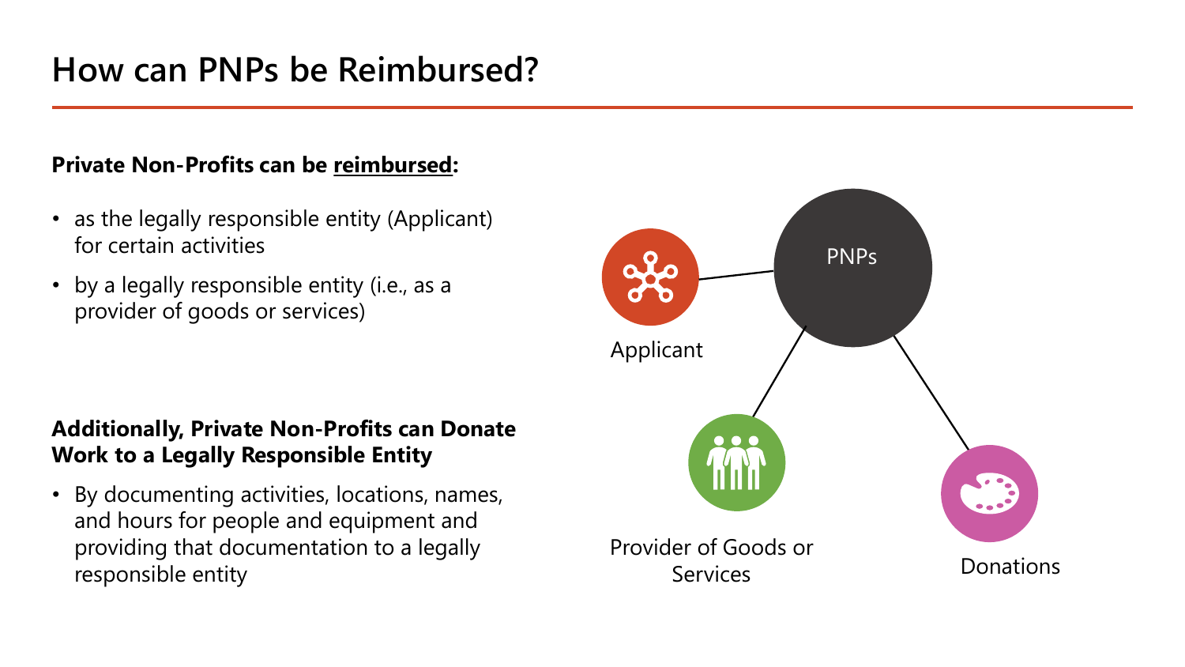# How can PNPs be Reimbursed?

**Private Non-Profits can be reimbursed:**

- as the legally responsible entity (Applicant) for certain activities
- by a legally responsible entity (i.e., as a provider of goods or services)

**Additionally, Private Non-Profits can Donate Work to a Legally Responsible Entity**

- By documenting activities, locations, names, and hours for people and equipment and providing that documentation to a legally responsible entity

PNPs

Applicant

Provider of Goods or Services

Donations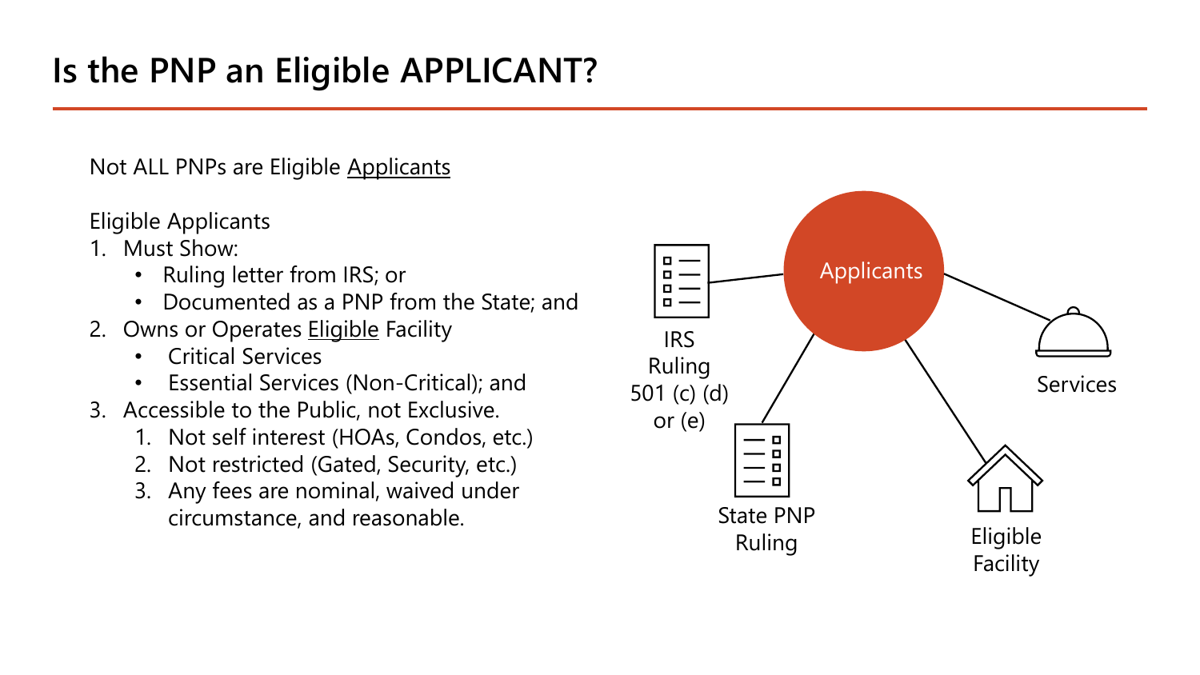# Is the PNP an Eligible APPLICANT?

Not ALL PNPs are Eligible Applicants

Eligible Applicants

1. Must Show:
   - Ruling letter from IRS; or
   - Documented as a PNP from the State; and
2. Owns or Operates Eligible Facility
   - Critical Services
   - Essential Services (Non-Critical); and
3. Accessible to the Public, not Exclusive.
   1. Not self interest (HOAs, Condos, etc.)
   2. Not restricted (Gated, Security, etc.)
   3. Any fees are nominal, waived under circumstance, and reasonable.

Applicants

IRS Ruling 501 (c) (d) or (e)

State PNP Ruling

Eligible Facility

Services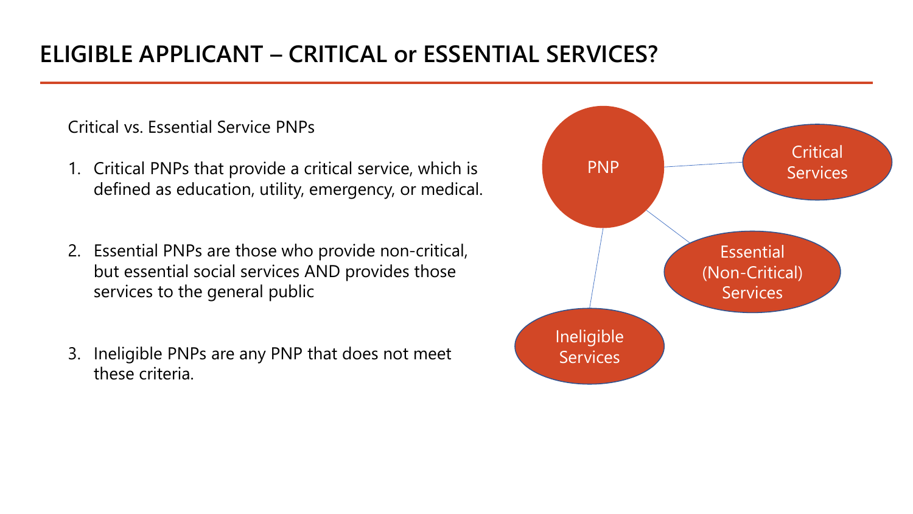# ELIGIBLE APPLICANT – CRITICAL or ESSENTIAL SERVICES?

Critical vs. Essential Service PNPs

1. Critical PNPs that provide a critical service, which is defined as education, utility, emergency, or medical.

2. Essential PNPs are those who provide non-critical, but essential social services AND provides those services to the general public

3. Ineligible PNPs are any PNP that does not meet these criteria.

PNP

Critical Services

Essential (Non-Critical) Services

Ineligible Services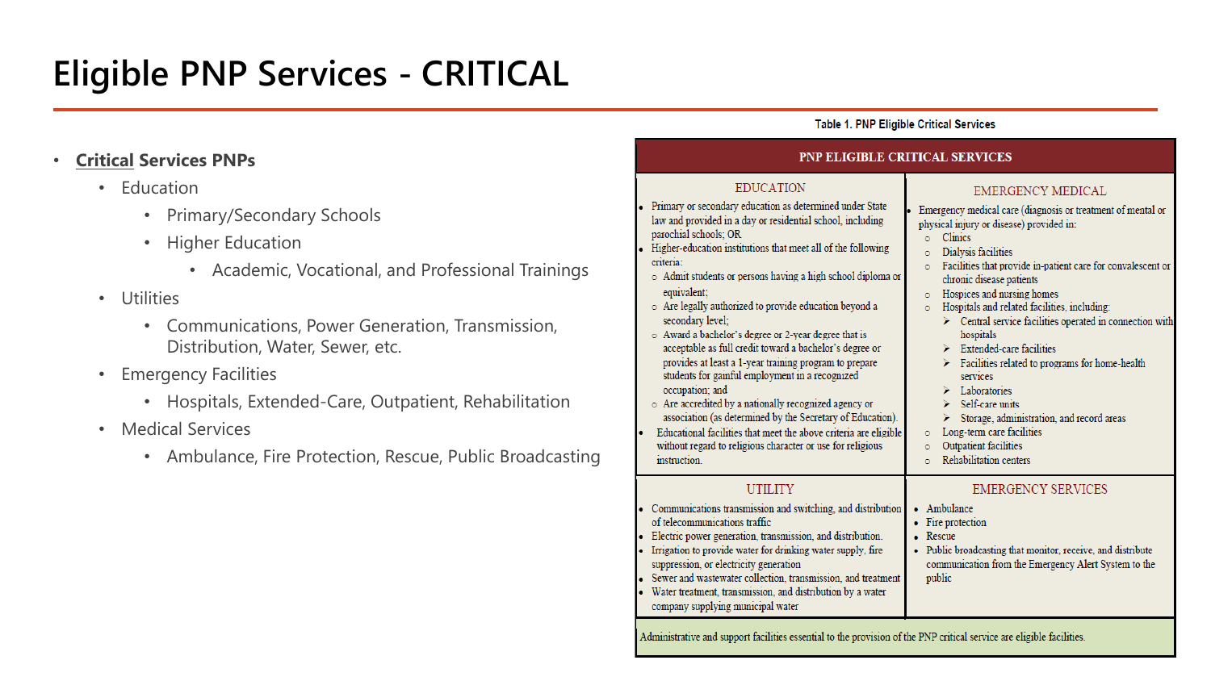# Eligible PNP Services - CRITICAL

- **Critical Services PNPs**
  - Education
    - Primary/Secondary Schools
    - Higher Education
      - Academic, Vocational, and Professional Trainings
  - Utilities
    - Communications, Power Generation, Transmission, Distribution, Water, Sewer, etc.
  - Emergency Facilities
    - Hospitals, Extended-Care, Outpatient, Rehabilitation
  - Medical Services
    - Ambulance, Fire Protection, Rescue, Public Broadcasting

Table 1. PNP Eligible Critical Services

| PNP ELIGIBLE CRITICAL SERVICES | |
|---|---|
| **EDUCATION** | **EMERGENCY MEDICAL** |
| • Primary or secondary education as determined under State law and provided in a day or residential school, including parochial schools; OR<br>• Higher-education institutions that meet all of the following criteria:<br>  ○ Admit students or persons having a high school diploma or equivalent;<br>  ○ Are legally authorized to provide education beyond a secondary level;<br>  ○ Award a bachelor's degree or 2-year degree that is acceptable as full credit toward a bachelor's degree or provides at least a 1-year training program to prepare students for gainful employment in a recognized occupation; and<br>  ○ Are accredited by a nationally recognized agency or association (as determined by the Secretary of Education).<br>• Educational facilities that meet the above criteria are eligible without regard to religious character or use for religious instruction. | • Emergency medical care (diagnosis or treatment of mental or physical injury or disease) provided in:<br>  ○ Clinics<br>  ○ Dialysis facilities<br>  ○ Facilities that provide in-patient care for convalescent or chronic disease patients<br>  ○ Hospices and nursing homes<br>  ○ Hospitals and related facilities, including:<br>    ➢ Central service facilities operated in connection with hospitals<br>    ➢ Extended-care facilities<br>    ➢ Facilities related to programs for home-health services<br>    ➢ Laboratories<br>    ➢ Self-care units<br>    ➢ Storage, administration, and record areas<br>  ○ Long-term care facilities<br>  ○ Outpatient facilities<br>  ○ Rehabilitation centers |
| **UTILITY** | **EMERGENCY SERVICES** |
| • Communications transmission and switching, and distribution of telecommunications traffic<br>• Electric power generation, transmission, and distribution.<br>• Irrigation to provide water for drinking water supply, fire suppression, or electricity generation<br>• Sewer and wastewater collection, transmission, and treatment<br>• Water treatment, transmission, and distribution by a water company supplying municipal water | • Ambulance<br>• Fire protection<br>• Rescue<br>• Public broadcasting that monitor, receive, and distribute communication from the Emergency Alert System to the public |
| Administrative and support facilities essential to the provision of the PNP critical service are eligible facilities. | |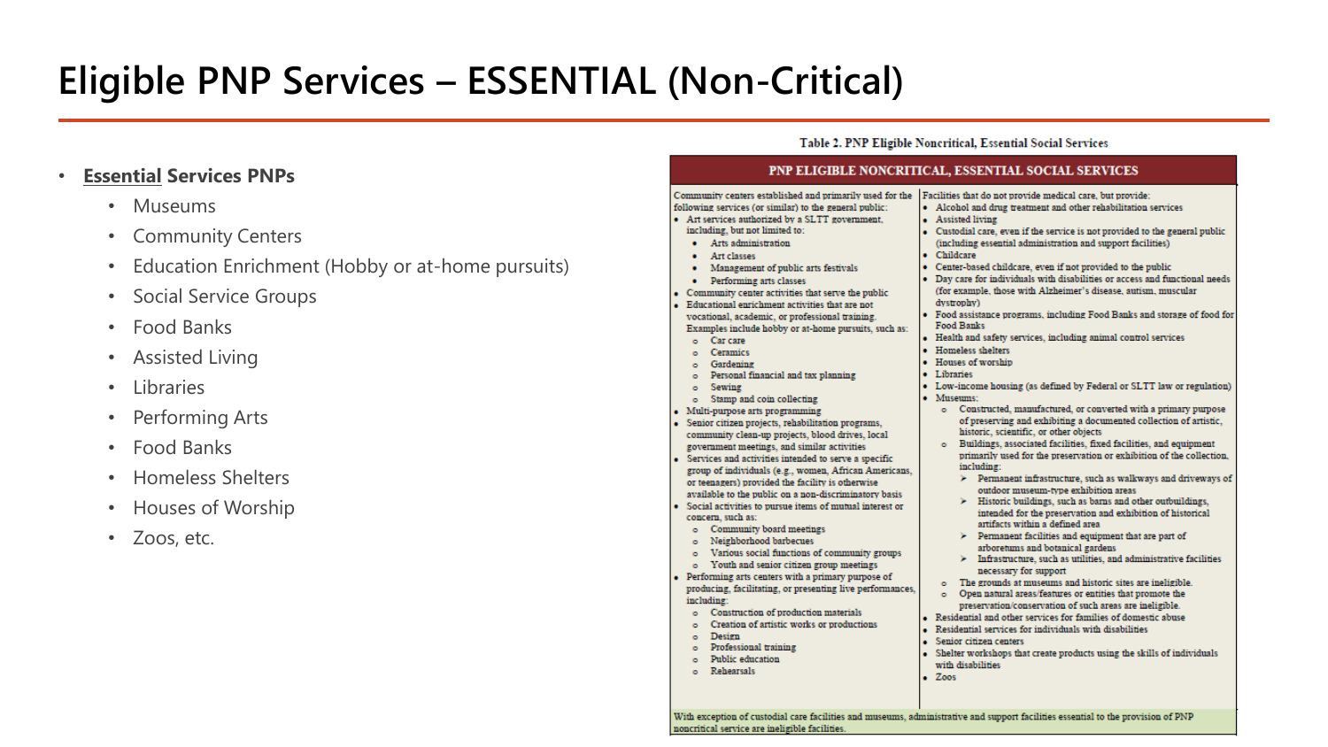# Eligible PNP Services – ESSENTIAL (Non-Critical)

- **Essential Services PNPs**
  - Museums
  - Community Centers
  - Education Enrichment (Hobby or at-home pursuits)
  - Social Service Groups
  - Food Banks
  - Assisted Living
  - Libraries
  - Performing Arts
  - Food Banks
  - Homeless Shelters
  - Houses of Worship
  - Zoos, etc.

Table 2. PNP Eligible Noncritical, Essential Social Services

**PNP ELIGIBLE NONCRITICAL, ESSENTIAL SOCIAL SERVICES**

Community centers established and primarily used for the following services (or similar) to the general public:

- Art services authorized by a SLTT government, including, but not limited to:
  - Arts administration
  - Art classes
  - Management of public arts festivals
  - Performing arts classes
- Community center activities that serve the public
- Educational enrichment activities that are not vocational, academic, or professional training. Examples include hobby or at-home pursuits, such as:
  - Car care
  - Ceramics
  - Gardening
  - Personal financial and tax planning
  - Sewing
  - Stamp and coin collecting
- Multi-purpose arts programming
- Senior citizen projects, rehabilitation programs, community clean-up projects, blood drives, local government meetings, and similar activities
- Services and activities intended to serve a specific group of individuals (e.g., women, African Americans, or teenagers) provided the facility is otherwise available to the public on a non-discriminatory basis
- Social activities to pursue items of mutual interest or concern, such as:
  - Community board meetings
  - Neighborhood barbecues
  - Various social functions of community groups
  - Youth and senior citizen group meetings
- Performing arts centers with a primary purpose of producing, facilitating, or presenting live performances, including:
  - Construction of production materials
  - Creation of artistic works or productions
  - Design
  - Professional training
  - Public education
  - Rehearsals

Facilities that do not provide medical care, but provide:

- Alcohol and drug treatment and other rehabilitation services
- Assisted living
- Custodial care, even if the service is not provided to the general public (including essential administration and support facilities)
- Childcare
- Center-based childcare, even if not provided to the public
- Day care for individuals with disabilities or access and functional needs (for example, those with Alzheimer's disease, autism, muscular dystrophy)
- Food assistance programs, including Food Banks and storage of food for Food Banks
- Health and safety services, including animal control services
- Homeless shelters
- Houses of worship
- Libraries
- Low-income housing (as defined by Federal or SLTT law or regulation)
- Museums:
  - Constructed, manufactured, or converted with a primary purpose of preserving and exhibiting a documented collection of artistic, historic, scientific, or other objects
  - Buildings, associated facilities, fixed facilities, and equipment primarily used for the preservation or exhibition of the collection, including:
    - Permanent infrastructure, such as walkways and driveways of outdoor museum-type exhibition areas
    - Historic buildings, such as barns and other outbuildings, intended for the preservation and exhibition of historical artifacts within a defined area
    - Permanent facilities and equipment that are part of arboretums and botanical gardens
    - Infrastructure, such as utilities, and administrative facilities necessary for support
  - The grounds at museums and historic sites are ineligible.
  - Open natural areas/features or entities that promote the preservation/conservation of such areas are ineligible.
- Residential and other services for families of domestic abuse
- Residential services for individuals with disabilities
- Senior citizen centers
- Shelter workshops that create products using the skills of individuals with disabilities
- Zoos

With exception of custodial care facilities and museums, administrative and support facilities essential to the provision of PNP noncritical service are ineligible facilities.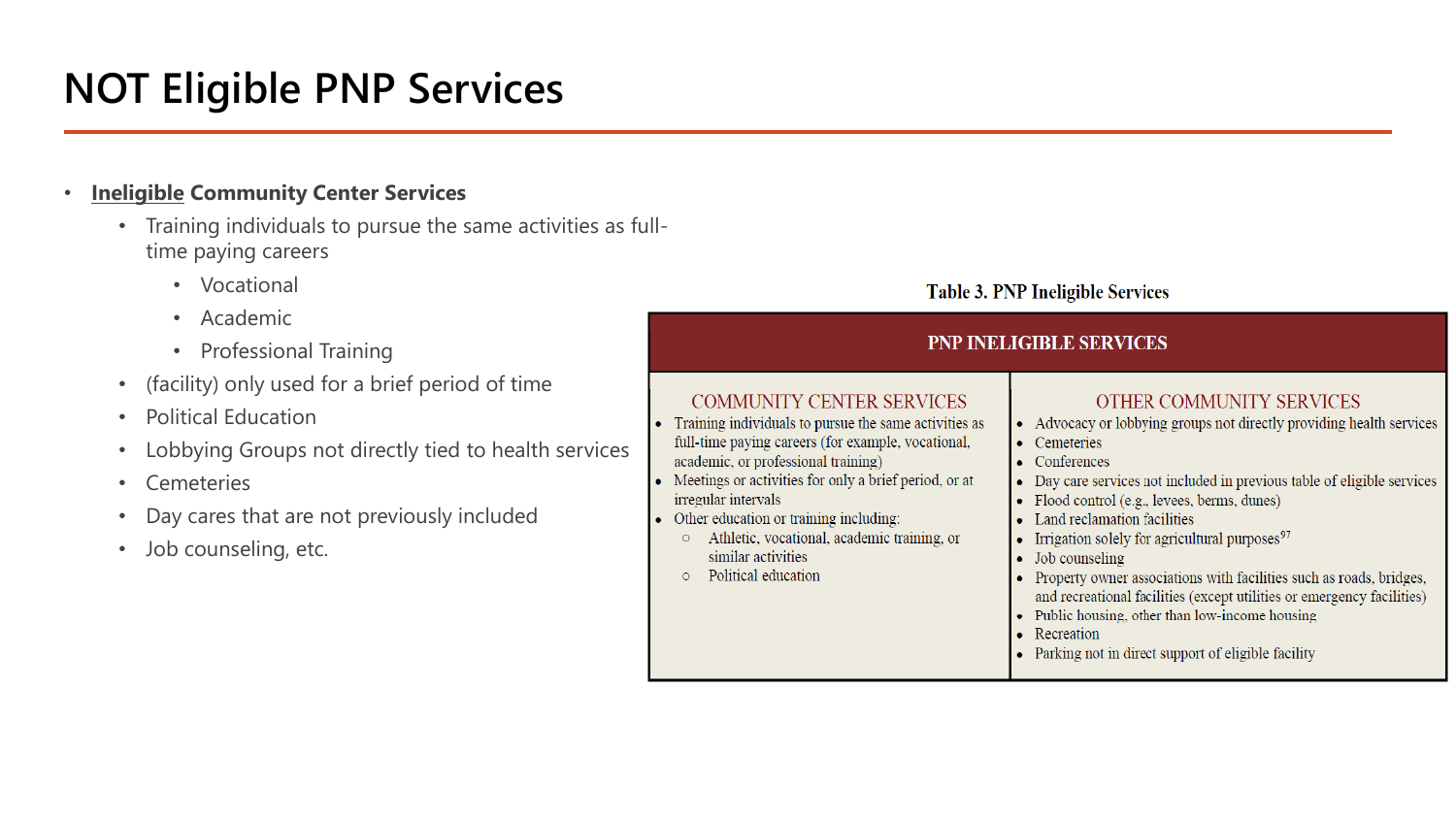# NOT Eligible PNP Services

- **<u>Ineligible</u> Community Center Services**
  - Training individuals to pursue the same activities as full-time paying careers
    - Vocational
    - Academic
    - Professional Training
  - (facility) only used for a brief period of time
  - Political Education
  - Lobbying Groups not directly tied to health services
  - Cemeteries
  - Day cares that are not previously included
  - Job counseling, etc.

**Table 3. PNP Ineligible Services**

| PNP INELIGIBLE SERVICES | |
|---|---|
| COMMUNITY CENTER SERVICES | OTHER COMMUNITY SERVICES |
| • Training individuals to pursue the same activities as full-time paying careers (for example, vocational, academic, or professional training)<br>• Meetings or activities for only a brief period, or at irregular intervals<br>• Other education or training including:<br>  ○ Athletic, vocational, academic training, or similar activities<br>  ○ Political education | • Advocacy or lobbying groups not directly providing health services<br>• Cemeteries<br>• Conferences<br>• Day care services not included in previous table of eligible services<br>• Flood control (e.g., levees, berms, dunes)<br>• Land reclamation facilities<br>• Irrigation solely for agricultural purposes[97]<br>• Job counseling<br>• Property owner associations with facilities such as roads, bridges, and recreational facilities (except utilities or emergency facilities)<br>• Public housing, other than low-income housing<br>• Recreation<br>• Parking not in direct support of eligible facility |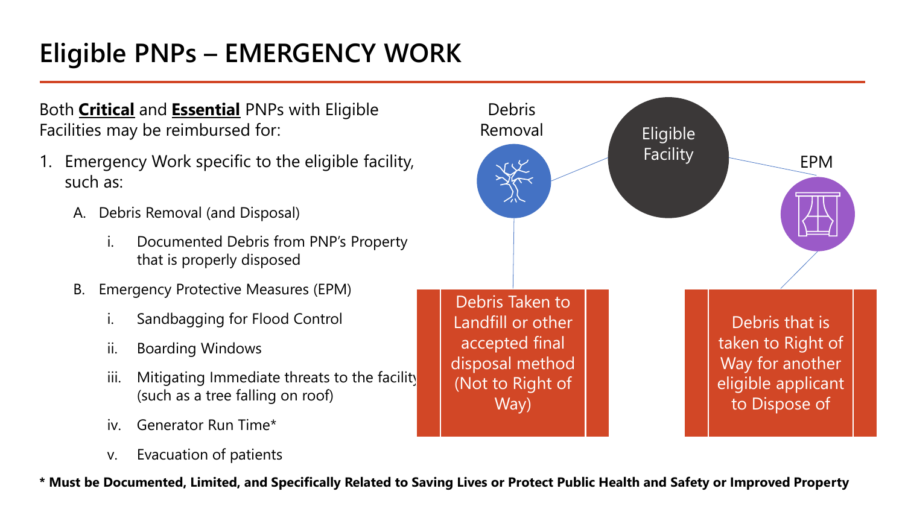# Eligible PNPs – EMERGENCY WORK

Both **Critical** and **Essential** PNPs with Eligible Facilities may be reimbursed for:

1. Emergency Work specific to the eligible facility, such as:
   - A. Debris Removal (and Disposal)
     - i. Documented Debris from PNP's Property that is properly disposed
   - B. Emergency Protective Measures (EPM)
     - i. Sandbagging for Flood Control
     - ii. Boarding Windows
     - iii. Mitigating Immediate threats to the facility (such as a tree falling on roof)
     - iv. Generator Run Time*
     - v. Evacuation of patients

Eligible Facility

Debris Removal

Debris Taken to Landfill or other accepted final disposal method (Not to Right of Way)

EPM

Debris that is taken to Right of Way for another eligible applicant to Dispose of

**\* Must be Documented, Limited, and Specifically Related to Saving Lives or Protect Public Health and Safety or Improved Property**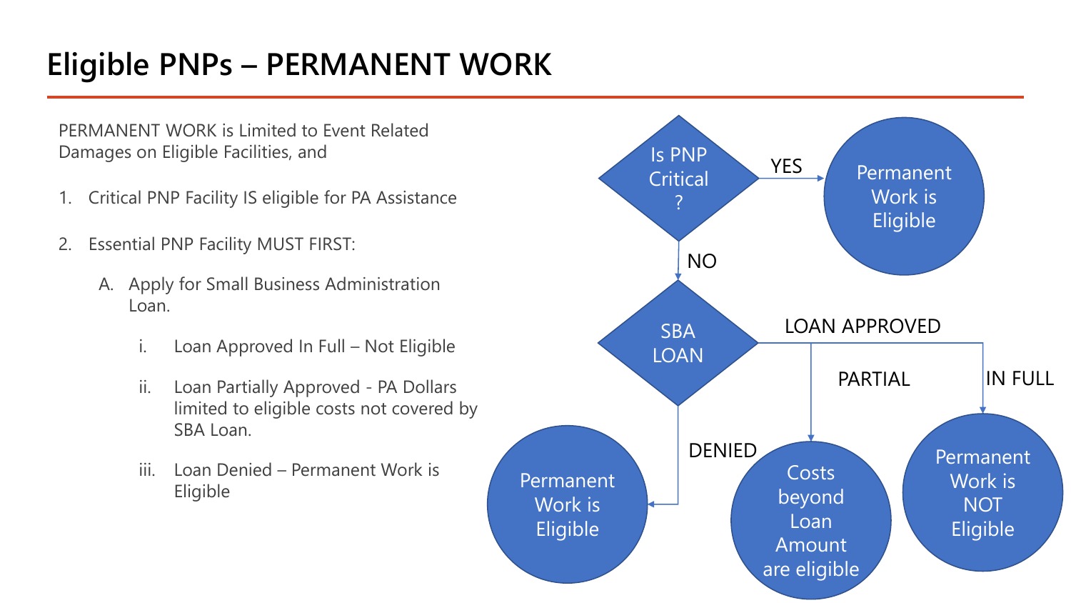# Eligible PNPs – PERMANENT WORK

PERMANENT WORK is Limited to Event Related Damages on Eligible Facilities, and

1. Critical PNP Facility IS eligible for PA Assistance

2. Essential PNP Facility MUST FIRST:

   A. Apply for Small Business Administration Loan.

      i. Loan Approved In Full – Not Eligible

      ii. Loan Partially Approved - PA Dollars limited to eligible costs not covered by SBA Loan.

      iii. Loan Denied – Permanent Work is Eligible

Is PNP Critical ?

YES → Permanent Work is Eligible

NO → SBA LOAN

- LOAN APPROVED – PARTIAL → Costs beyond Loan Amount are eligible
- LOAN APPROVED – IN FULL → Permanent Work is NOT Eligible
- DENIED → Permanent Work is Eligible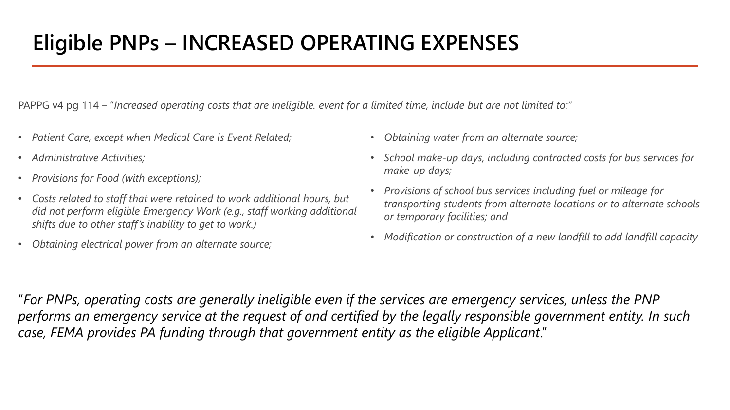# Eligible PNPs – INCREASED OPERATING EXPENSES

PAPPG v4 pg 114 – "*Increased operating costs that are ineligible. event for a limited time, include but are not limited to:*"

- *Patient Care, except when Medical Care is Event Related;*
- *Administrative Activities;*
- *Provisions for Food (with exceptions);*
- *Costs related to staff that were retained to work additional hours, but did not perform eligible Emergency Work (e.g., staff working additional shifts due to other staff's inability to get to work.)*
- *Obtaining electrical power from an alternate source;*
- *Obtaining water from an alternate source;*
- *School make-up days, including contracted costs for bus services for make-up days;*
- *Provisions of school bus services including fuel or mileage for transporting students from alternate locations or to alternate schools or temporary facilities; and*
- *Modification or construction of a new landfill to add landfill capacity*

"*For PNPs, operating costs are generally ineligible even if the services are emergency services, unless the PNP performs an emergency service at the request of and certified by the legally responsible government entity. In such case, FEMA provides PA funding through that government entity as the eligible Applicant*."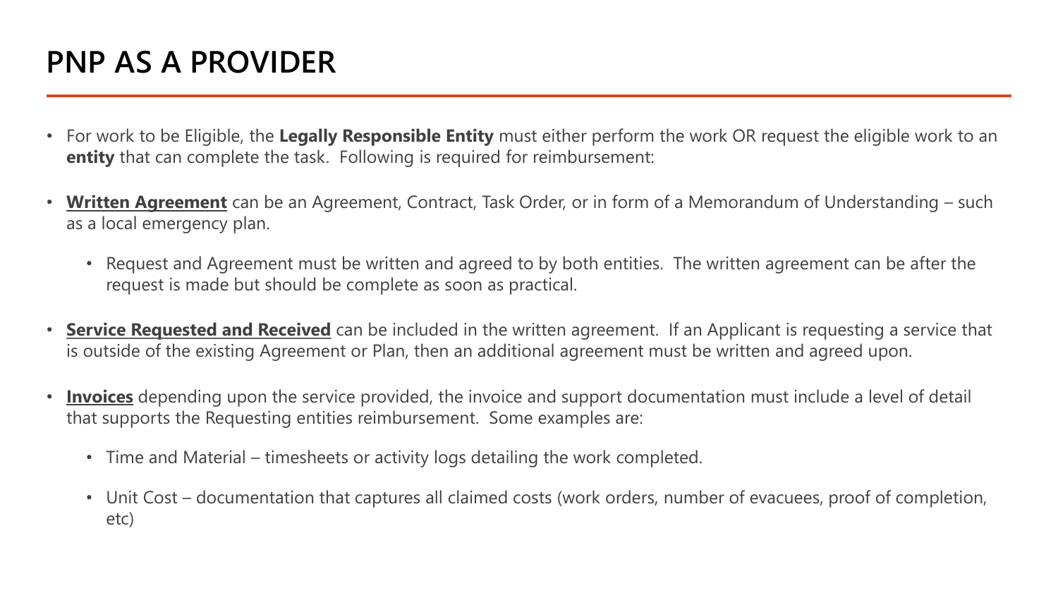# PNP AS A PROVIDER

- For work to be Eligible, the **Legally Responsible Entity** must either perform the work OR request the eligible work to an **entity** that can complete the task. Following is required for reimbursement:
- **Written Agreement** can be an Agreement, Contract, Task Order, or in form of a Memorandum of Understanding – such as a local emergency plan.
  - Request and Agreement must be written and agreed to by both entities. The written agreement can be after the request is made but should be complete as soon as practical.
- **Service Requested and Received** can be included in the written agreement. If an Applicant is requesting a service that is outside of the existing Agreement or Plan, then an additional agreement must be written and agreed upon.
- **Invoices** depending upon the service provided, the invoice and support documentation must include a level of detail that supports the Requesting entities reimbursement. Some examples are:
  - Time and Material – timesheets or activity logs detailing the work completed.
  - Unit Cost – documentation that captures all claimed costs (work orders, number of evacuees, proof of completion, etc)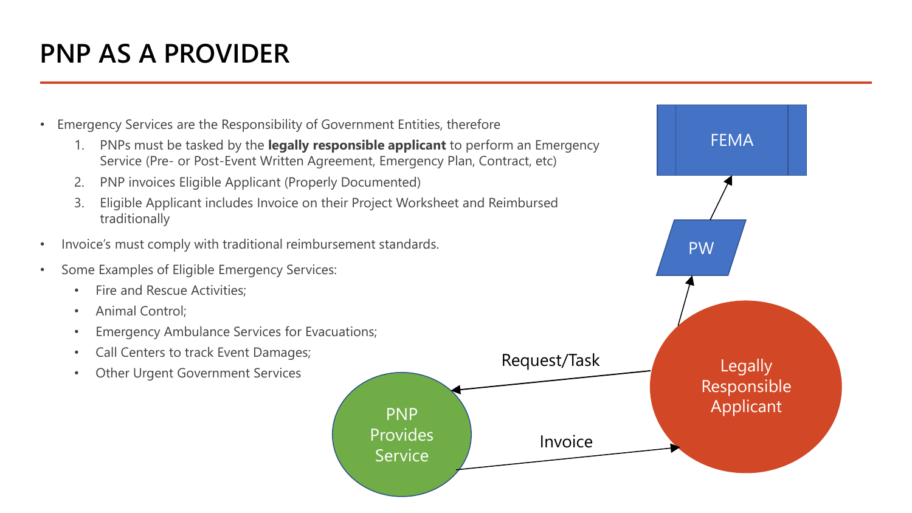# PNP AS A PROVIDER

- Emergency Services are the Responsibility of Government Entities, therefore
  1. PNPs must be tasked by the **legally responsible applicant** to perform an Emergency Service (Pre- or Post-Event Written Agreement, Emergency Plan, Contract, etc)
  2. PNP invoices Eligible Applicant (Properly Documented)
  3. Eligible Applicant includes Invoice on their Project Worksheet and Reimbursed traditionally
- Invoice's must comply with traditional reimbursement standards.
- Some Examples of Eligible Emergency Services:
  - Fire and Rescue Activities;
  - Animal Control;
  - Emergency Ambulance Services for Evacuations;
  - Call Centers to track Event Damages;
  - Other Urgent Government Services

FEMA

PW

Request/Task

Legally Responsible Applicant

PNP Provides Service

Invoice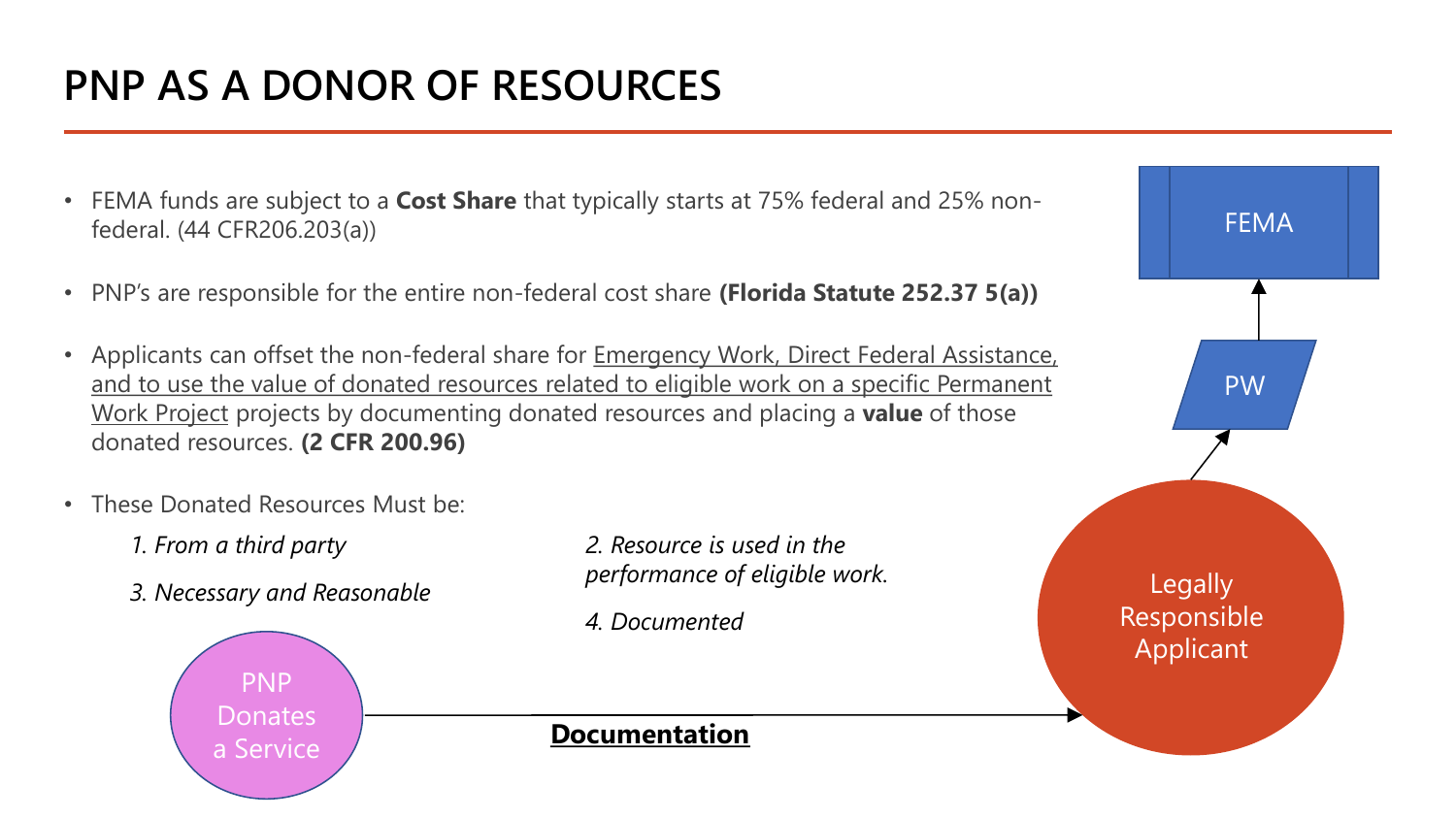# PNP AS A DONOR OF RESOURCES

- FEMA funds are subject to a **Cost Share** that typically starts at 75% federal and 25% non-federal. (44 CFR206.203(a))
- PNP's are responsible for the entire non-federal cost share **(Florida Statute 252.37 5(a))**
- Applicants can offset the non-federal share for Emergency Work, Direct Federal Assistance, and to use the value of donated resources related to eligible work on a specific Permanent Work Project projects by documenting donated resources and placing a **value** of those donated resources. **(2 CFR 200.96)**
- These Donated Resources Must be:

  *1. From a third party*

  *2. Resource is used in the performance of eligible work.*

  *3. Necessary and Reasonable*

  *4. Documented*

PNP Donates a Service → **Documentation** → Legally Responsible Applicant → PW → FEMA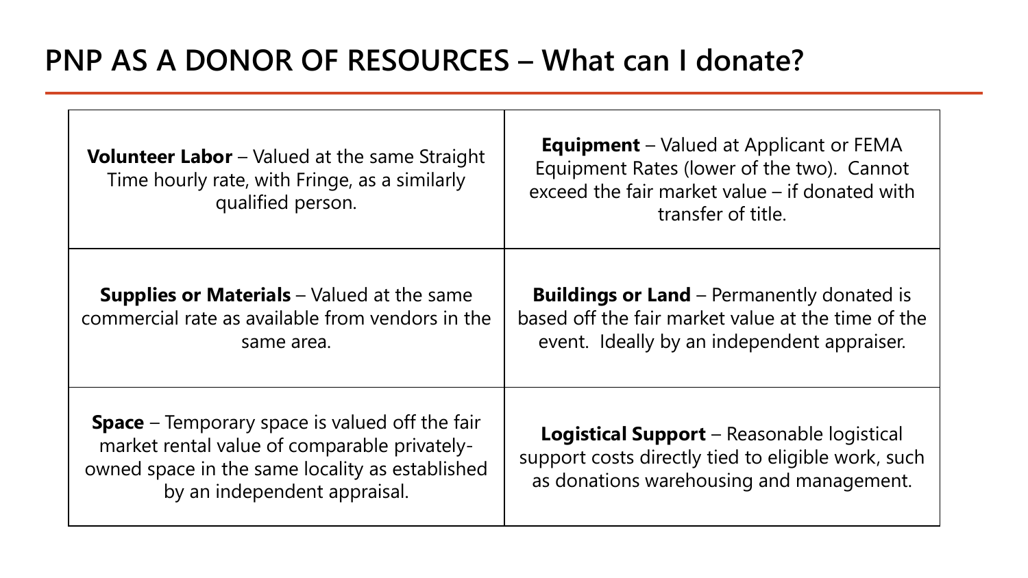# PNP AS A DONOR OF RESOURCES – What can I donate?

| | |
|---|---|
| **Volunteer Labor** – Valued at the same Straight Time hourly rate, with Fringe, as a similarly qualified person. | **Equipment** – Valued at Applicant or FEMA Equipment Rates (lower of the two). Cannot exceed the fair market value – if donated with transfer of title. |
| **Supplies or Materials** – Valued at the same commercial rate as available from vendors in the same area. | **Buildings or Land** – Permanently donated is based off the fair market value at the time of the event. Ideally by an independent appraiser. |
| **Space** – Temporary space is valued off the fair market rental value of comparable privately-owned space in the same locality as established by an independent appraisal. | **Logistical Support** – Reasonable logistical support costs directly tied to eligible work, such as donations warehousing and management. |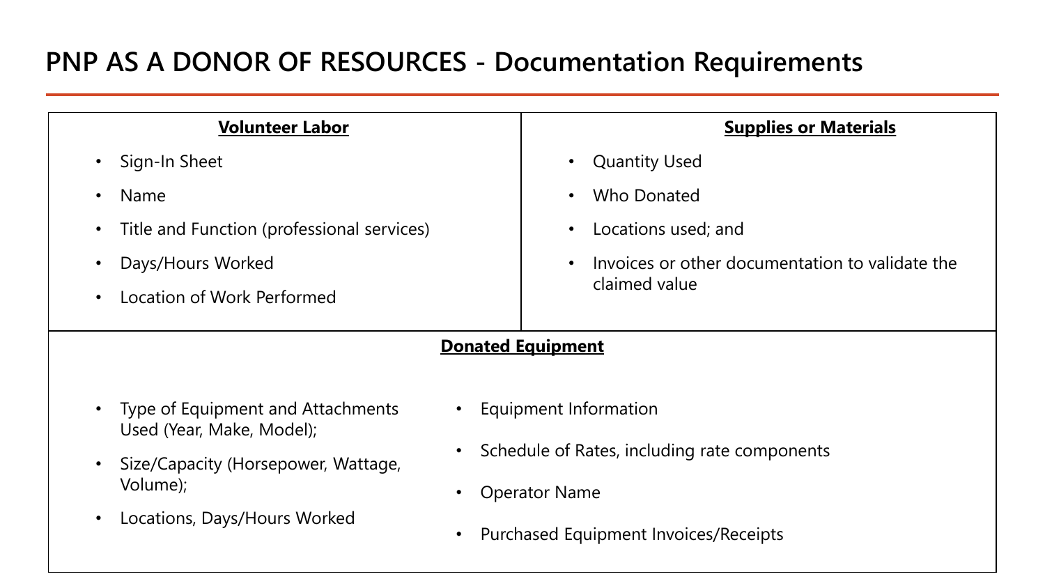# PNP AS A DONOR OF RESOURCES - Documentation Requirements

**Volunteer Labor**

- Sign-In Sheet
- Name
- Title and Function (professional services)
- Days/Hours Worked
- Location of Work Performed

**Supplies or Materials**

- Quantity Used
- Who Donated
- Locations used; and
- Invoices or other documentation to validate the claimed value

**Donated Equipment**

- Type of Equipment and Attachments Used (Year, Make, Model);
- Size/Capacity (Horsepower, Wattage, Volume);
- Locations, Days/Hours Worked
- Equipment Information
- Schedule of Rates, including rate components
- Operator Name
- Purchased Equipment Invoices/Receipts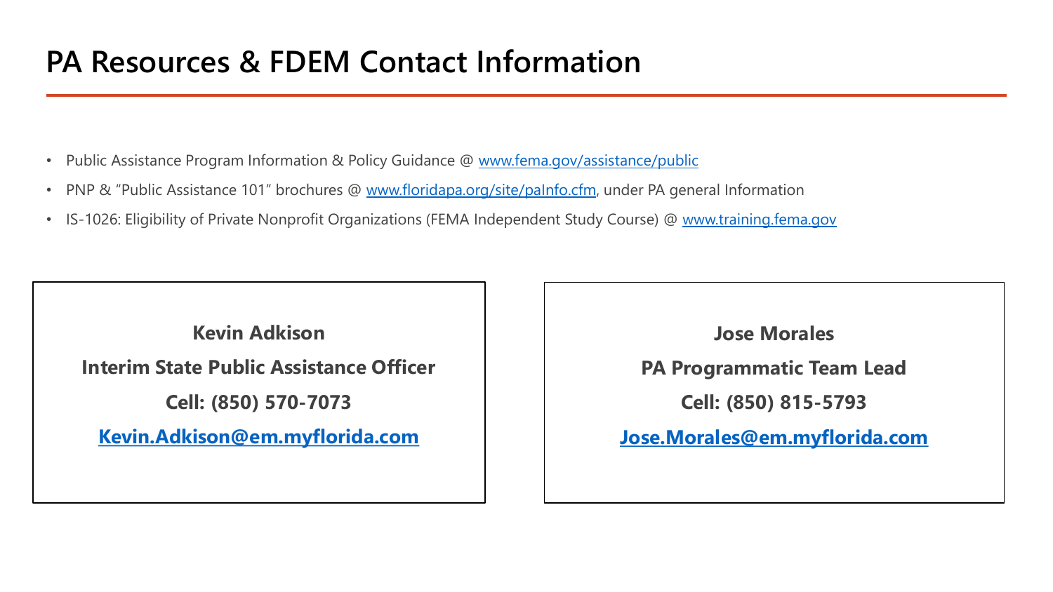# PA Resources & FDEM Contact Information

- Public Assistance Program Information & Policy Guidance @ www.fema.gov/assistance/public
- PNP & "Public Assistance 101" brochures @ www.floridapa.org/site/paInfo.cfm, under PA general Information
- IS-1026: Eligibility of Private Nonprofit Organizations (FEMA Independent Study Course) @ www.training.fema.gov

**Kevin Adkison**

**Interim State Public Assistance Officer**

**Cell: (850) 570-7073**

**Kevin.Adkison@em.myflorida.com**

**Jose Morales**

**PA Programmatic Team Lead**

**Cell: (850) 815-5793**

**Jose.Morales@em.myflorida.com**